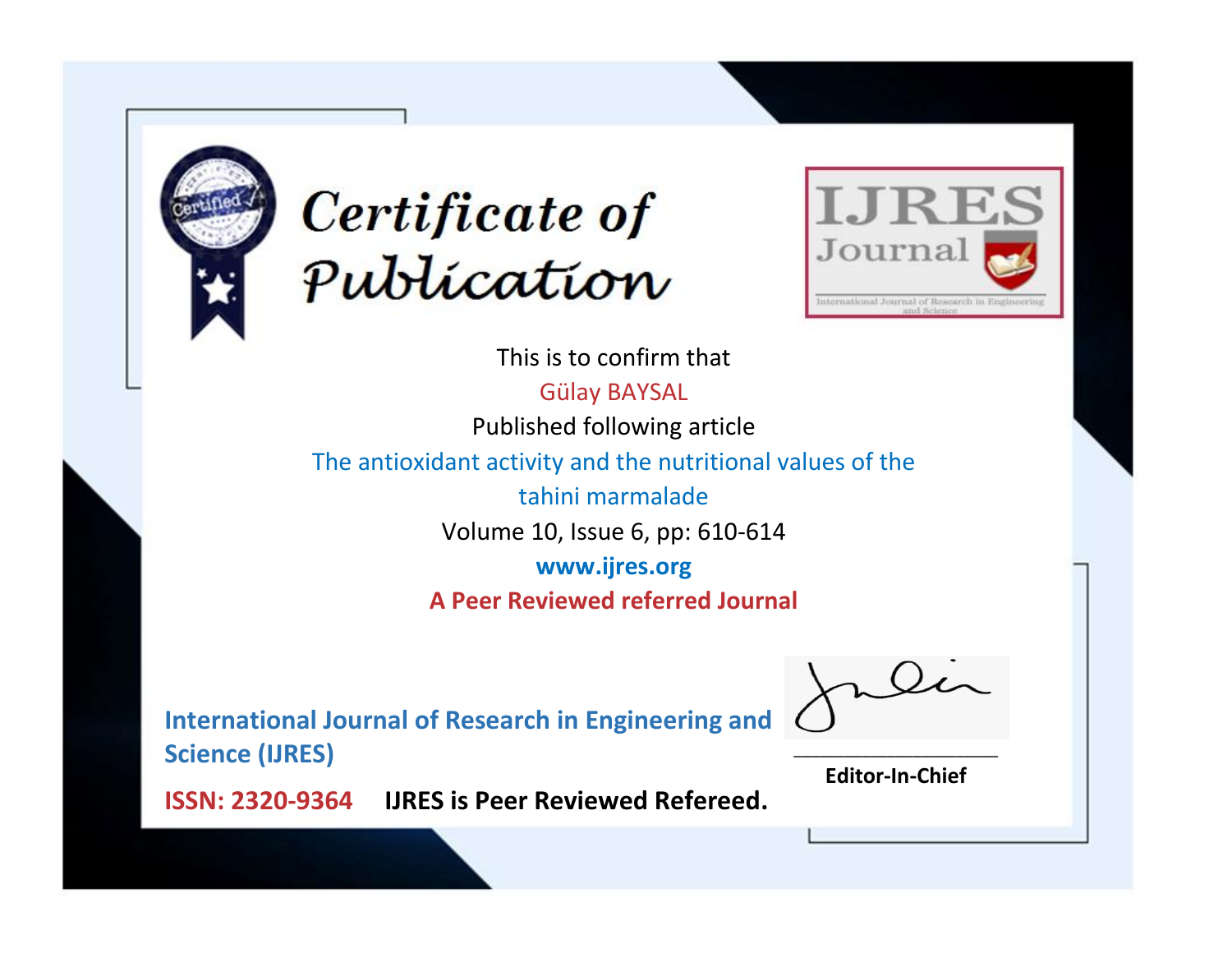# Certificate of Publication

IJRES Journal

International Journal of Research in Engineering and Science

This is to confirm that

Gülay BAYSAL

Published following article

The antioxidant activity and the nutritional values of the tahini marmalade

Volume 10, Issue 6, pp: 610-614

**www.ijres.org**

**A Peer Reviewed referred Journal**

**International Journal of Research in Engineering and Science (IJRES)**

**ISSN: 2320-9364** **IJRES is Peer Reviewed Refereed.**

**Editor-In-Chief**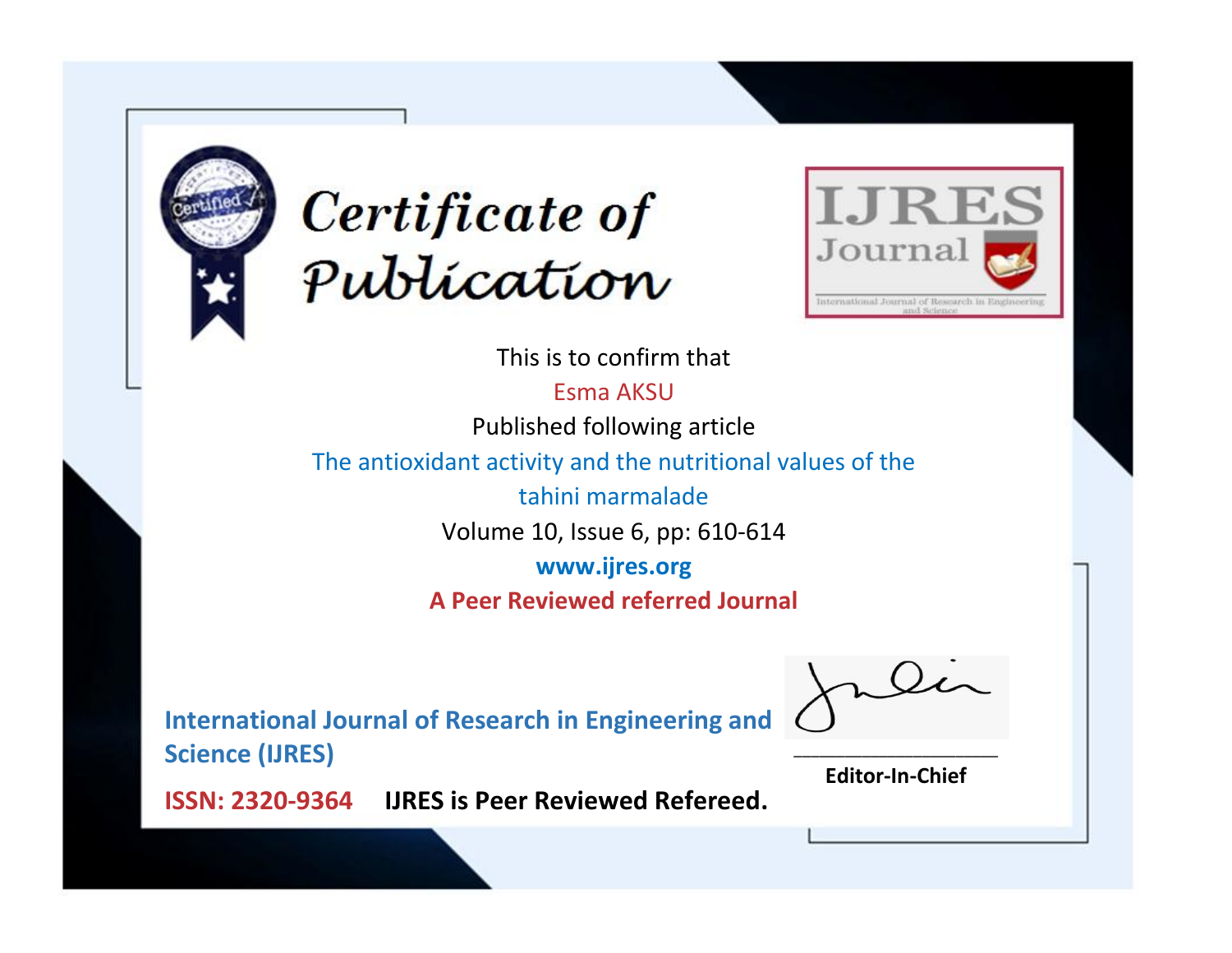# Certificate of Publication

IJRES Journal

International Journal of Research in Engineering and Science

This is to confirm that

Esma AKSU

Published following article

The antioxidant activity and the nutritional values of the tahini marmalade

Volume 10, Issue 6, pp: 610-614

**www.ijres.org**

**A Peer Reviewed referred Journal**

**International Journal of Research in Engineering and Science (IJRES)**

**ISSN: 2320-9364** **IJRES is Peer Reviewed Refereed.**

**Editor-In-Chief**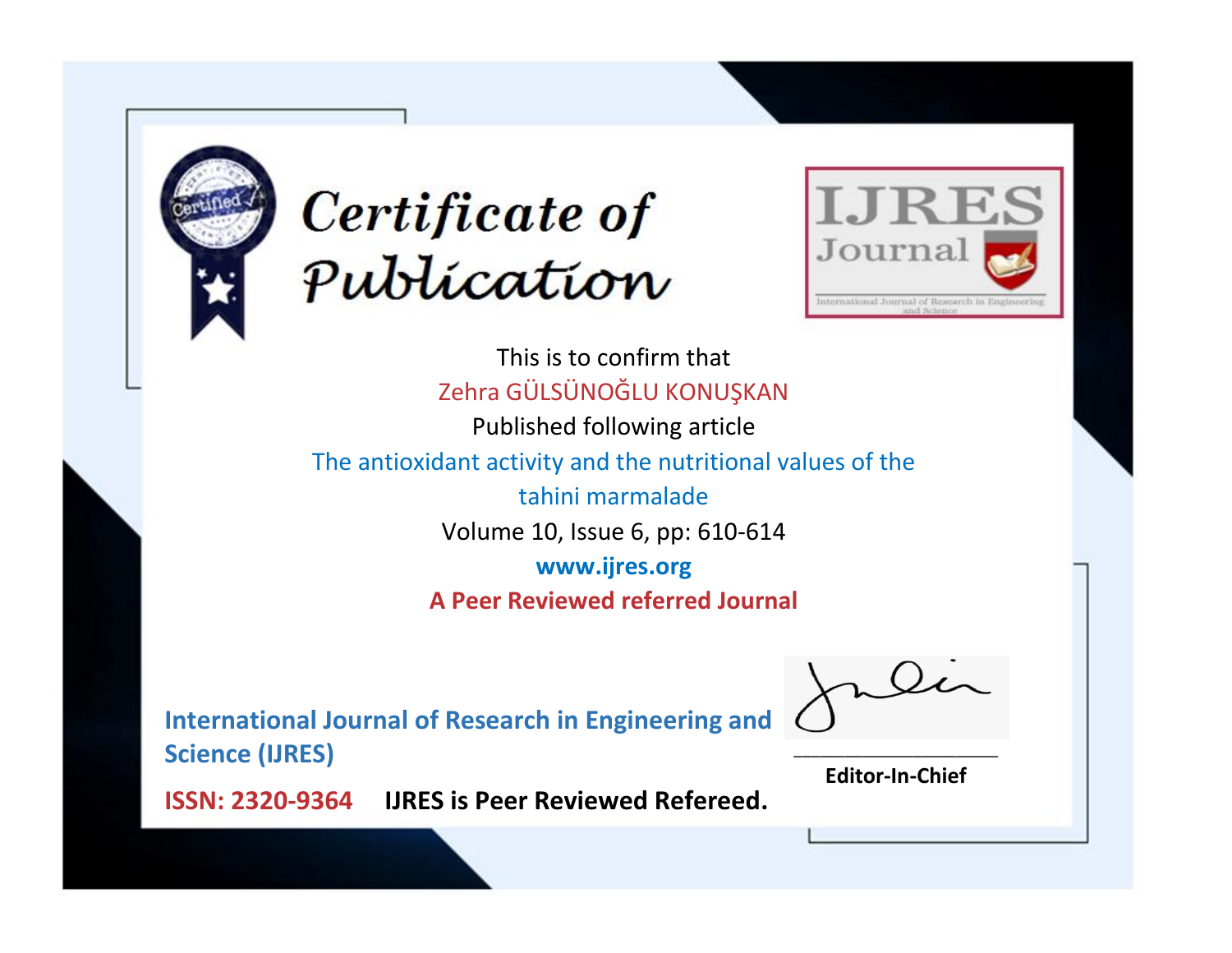# Certificate of Publication

**IJRES Journal**

International Journal of Research in Engineering and Science

This is to confirm that

Zehra GÜLSÜNOĞLU KONUŞKAN

Published following article

The antioxidant activity and the nutritional values of the tahini marmalade

Volume 10, Issue 6, pp: 610-614

**www.ijres.org**

**A Peer Reviewed referred Journal**

**International Journal of Research in Engineering and Science (IJRES)**

**ISSN: 2320-9364** **IJRES is Peer Reviewed Refereed.**

**Editor-In-Chief**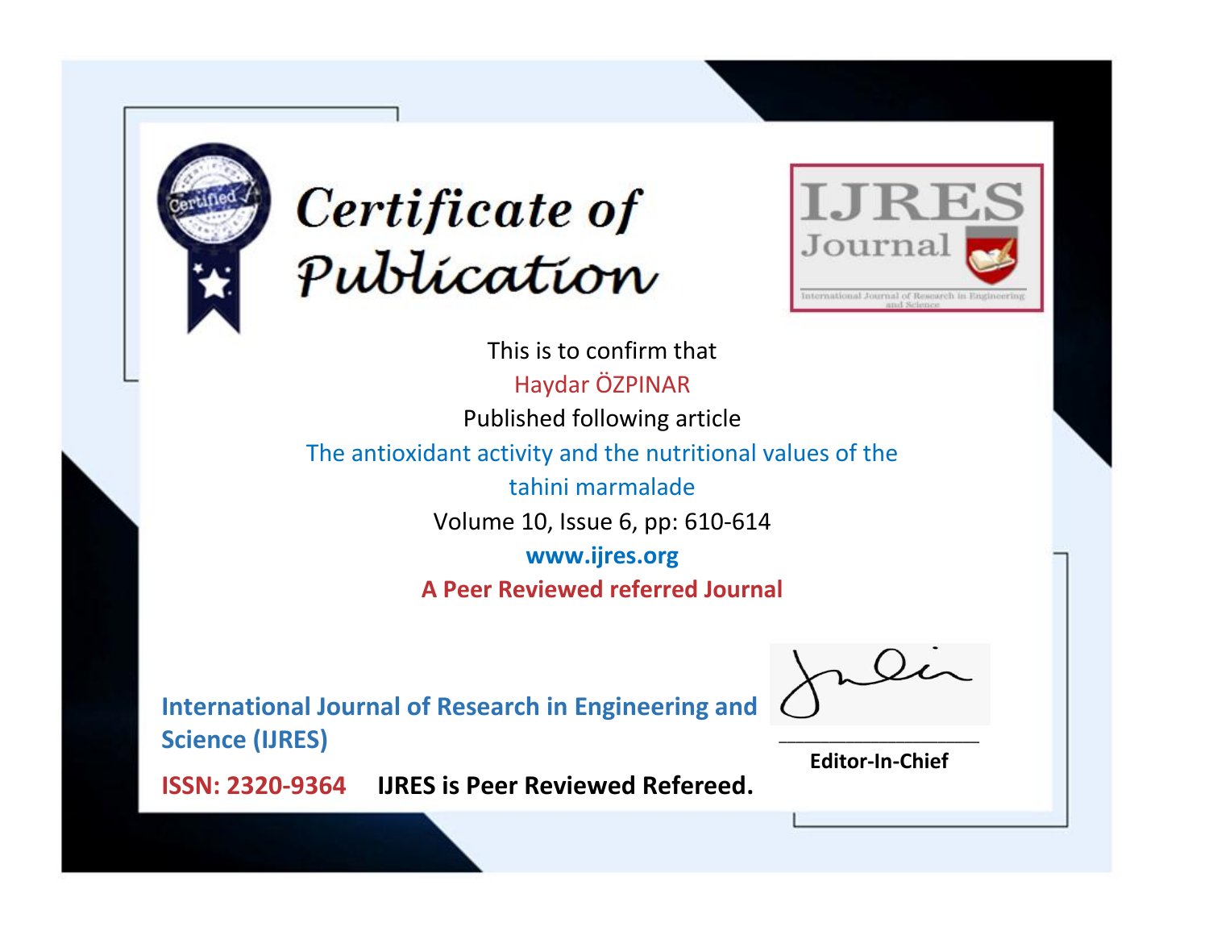# Certificate of Publication

IJRES Journal

International Journal of Research in Engineering and Science

This is to confirm that

Haydar ÖZPINAR

Published following article

The antioxidant activity and the nutritional values of the tahini marmalade

Volume 10, Issue 6, pp: 610-614

**www.ijres.org**

**A Peer Reviewed referred Journal**

**International Journal of Research in Engineering and Science (IJRES)**

**ISSN: 2320-9364** **IJRES is Peer Reviewed Refereed.**

**Editor-In-Chief**